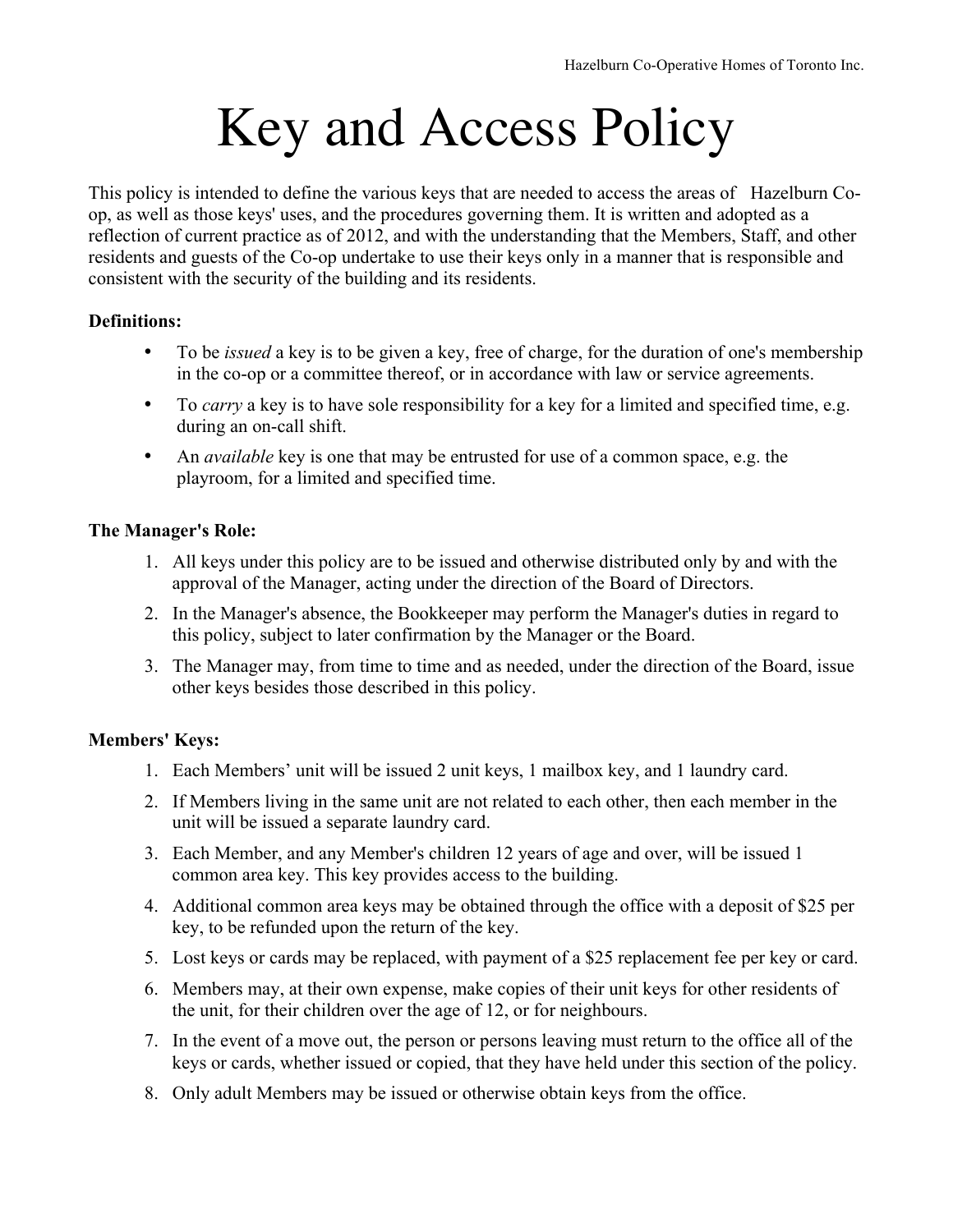# Key and Access Policy

This policy is intended to define the various keys that are needed to access the areas of Hazelburn Co-op, as well as those keys' uses, and the procedures governing them. It is written and adopted as a reflection of current practice as of 2012, and with the understanding that the Members, Staff, and other residents and guests of the Co-op undertake to use their keys only in a manner that is responsible and consistent with the security of the building and its residents.

**Definitions:**

- To be *issued* a key is to be given a key, free of charge, for the duration of one's membership in the co-op or a committee thereof, or in accordance with law or service agreements.
- To *carry* a key is to have sole responsibility for a key for a limited and specified time, e.g. during an on-call shift.
- An *available* key is one that may be entrusted for use of a common space, e.g. the playroom, for a limited and specified time.

**The Manager's Role:**

1. All keys under this policy are to be issued and otherwise distributed only by and with the approval of the Manager, acting under the direction of the Board of Directors.
2. In the Manager's absence, the Bookkeeper may perform the Manager's duties in regard to this policy, subject to later confirmation by the Manager or the Board.
3. The Manager may, from time to time and as needed, under the direction of the Board, issue other keys besides those described in this policy.

**Members' Keys:**

1. Each Members' unit will be issued 2 unit keys, 1 mailbox key, and 1 laundry card.
2. If Members living in the same unit are not related to each other, then each member in the unit will be issued a separate laundry card.
3. Each Member, and any Member's children 12 years of age and over, will be issued 1 common area key. This key provides access to the building.
4. Additional common area keys may be obtained through the office with a deposit of $25 per key, to be refunded upon the return of the key.
5. Lost keys or cards may be replaced, with payment of a $25 replacement fee per key or card.
6. Members may, at their own expense, make copies of their unit keys for other residents of the unit, for their children over the age of 12, or for neighbours.
7. In the event of a move out, the person or persons leaving must return to the office all of the keys or cards, whether issued or copied, that they have held under this section of the policy.
8. Only adult Members may be issued or otherwise obtain keys from the office.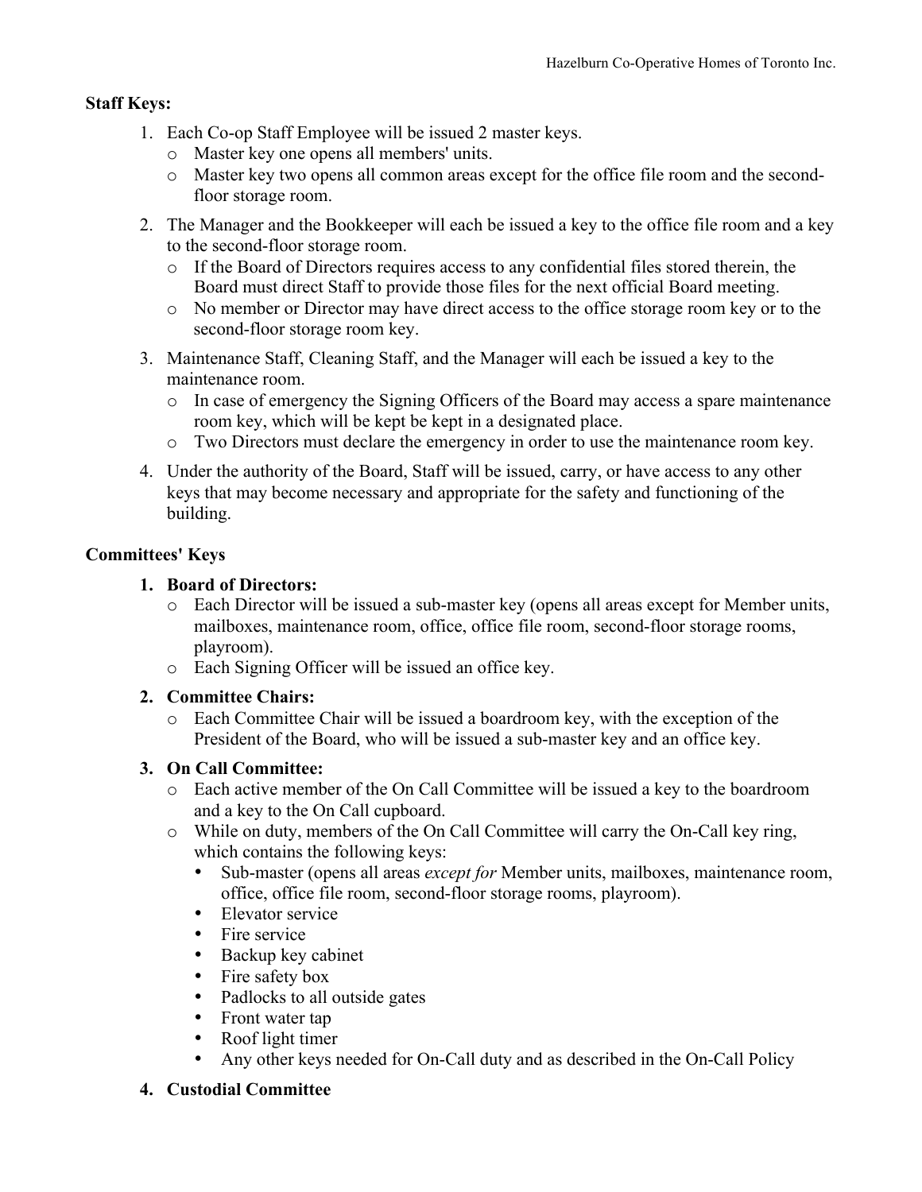**Staff Keys:**

1. Each Co-op Staff Employee will be issued 2 master keys.
   - Master key one opens all members' units.
   - Master key two opens all common areas except for the office file room and the second-floor storage room.
2. The Manager and the Bookkeeper will each be issued a key to the office file room and a key to the second-floor storage room.
   - If the Board of Directors requires access to any confidential files stored therein, the Board must direct Staff to provide those files for the next official Board meeting.
   - No member or Director may have direct access to the office storage room key or to the second-floor storage room key.
3. Maintenance Staff, Cleaning Staff, and the Manager will each be issued a key to the maintenance room.
   - In case of emergency the Signing Officers of the Board may access a spare maintenance room key, which will be kept be kept in a designated place.
   - Two Directors must declare the emergency in order to use the maintenance room key.
4. Under the authority of the Board, Staff will be issued, carry, or have access to any other keys that may become necessary and appropriate for the safety and functioning of the building.

**Committees' Keys**

1. **Board of Directors:**
   - Each Director will be issued a sub-master key (opens all areas except for Member units, mailboxes, maintenance room, office, office file room, second-floor storage rooms, playroom).
   - Each Signing Officer will be issued an office key.
2. **Committee Chairs:**
   - Each Committee Chair will be issued a boardroom key, with the exception of the President of the Board, who will be issued a sub-master key and an office key.
3. **On Call Committee:**
   - Each active member of the On Call Committee will be issued a key to the boardroom and a key to the On Call cupboard.
   - While on duty, members of the On Call Committee will carry the On-Call key ring, which contains the following keys:
     - Sub-master (opens all areas *except for* Member units, mailboxes, maintenance room, office, office file room, second-floor storage rooms, playroom).
     - Elevator service
     - Fire service
     - Backup key cabinet
     - Fire safety box
     - Padlocks to all outside gates
     - Front water tap
     - Roof light timer
     - Any other keys needed for On-Call duty and as described in the On-Call Policy
4. **Custodial Committee**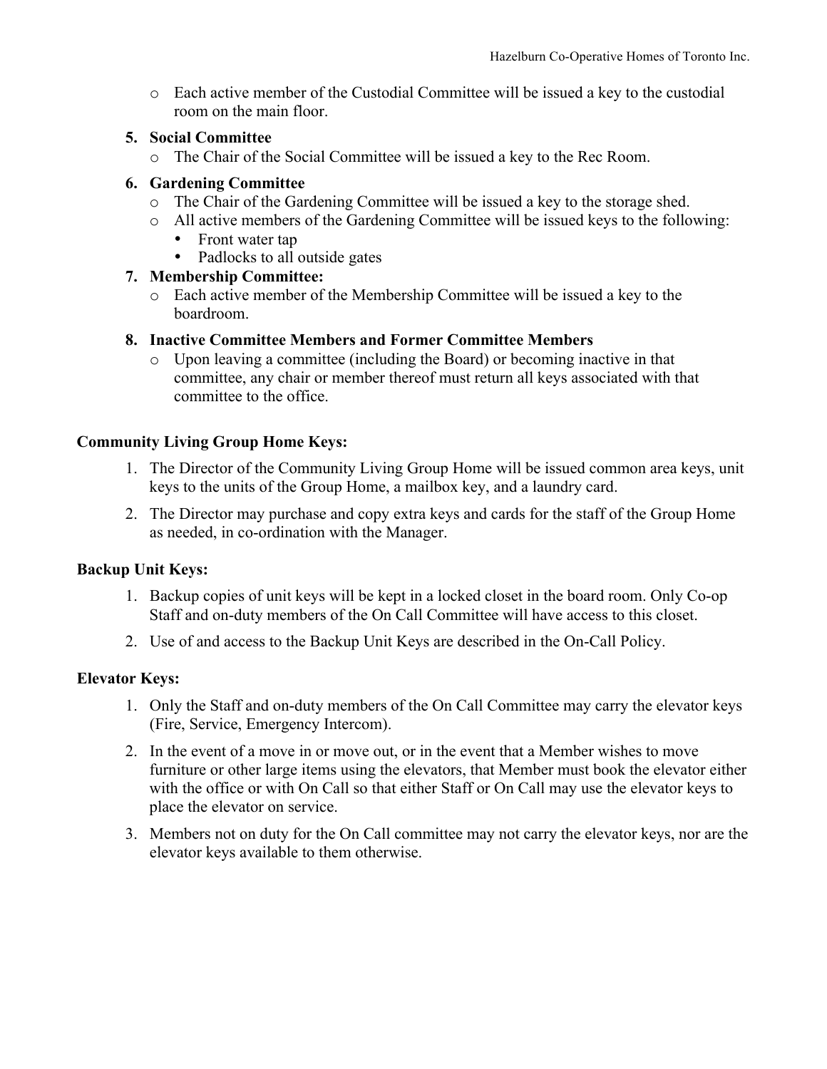- Each active member of the Custodial Committee will be issued a key to the custodial room on the main floor.

5. **Social Committee**
   - The Chair of the Social Committee will be issued a key to the Rec Room.
6. **Gardening Committee**
   - The Chair of the Gardening Committee will be issued a key to the storage shed.
   - All active members of the Gardening Committee will be issued keys to the following:
     - Front water tap
     - Padlocks to all outside gates
7. **Membership Committee:**
   - Each active member of the Membership Committee will be issued a key to the boardroom.
8. **Inactive Committee Members and Former Committee Members**
   - Upon leaving a committee (including the Board) or becoming inactive in that committee, any chair or member thereof must return all keys associated with that committee to the office.

**Community Living Group Home Keys:**

1. The Director of the Community Living Group Home will be issued common area keys, unit keys to the units of the Group Home, a mailbox key, and a laundry card.
2. The Director may purchase and copy extra keys and cards for the staff of the Group Home as needed, in co-ordination with the Manager.

**Backup Unit Keys:**

1. Backup copies of unit keys will be kept in a locked closet in the board room. Only Co-op Staff and on-duty members of the On Call Committee will have access to this closet.
2. Use of and access to the Backup Unit Keys are described in the On-Call Policy.

**Elevator Keys:**

1. Only the Staff and on-duty members of the On Call Committee may carry the elevator keys (Fire, Service, Emergency Intercom).
2. In the event of a move in or move out, or in the event that a Member wishes to move furniture or other large items using the elevators, that Member must book the elevator either with the office or with On Call so that either Staff or On Call may use the elevator keys to place the elevator on service.
3. Members not on duty for the On Call committee may not carry the elevator keys, nor are the elevator keys available to them otherwise.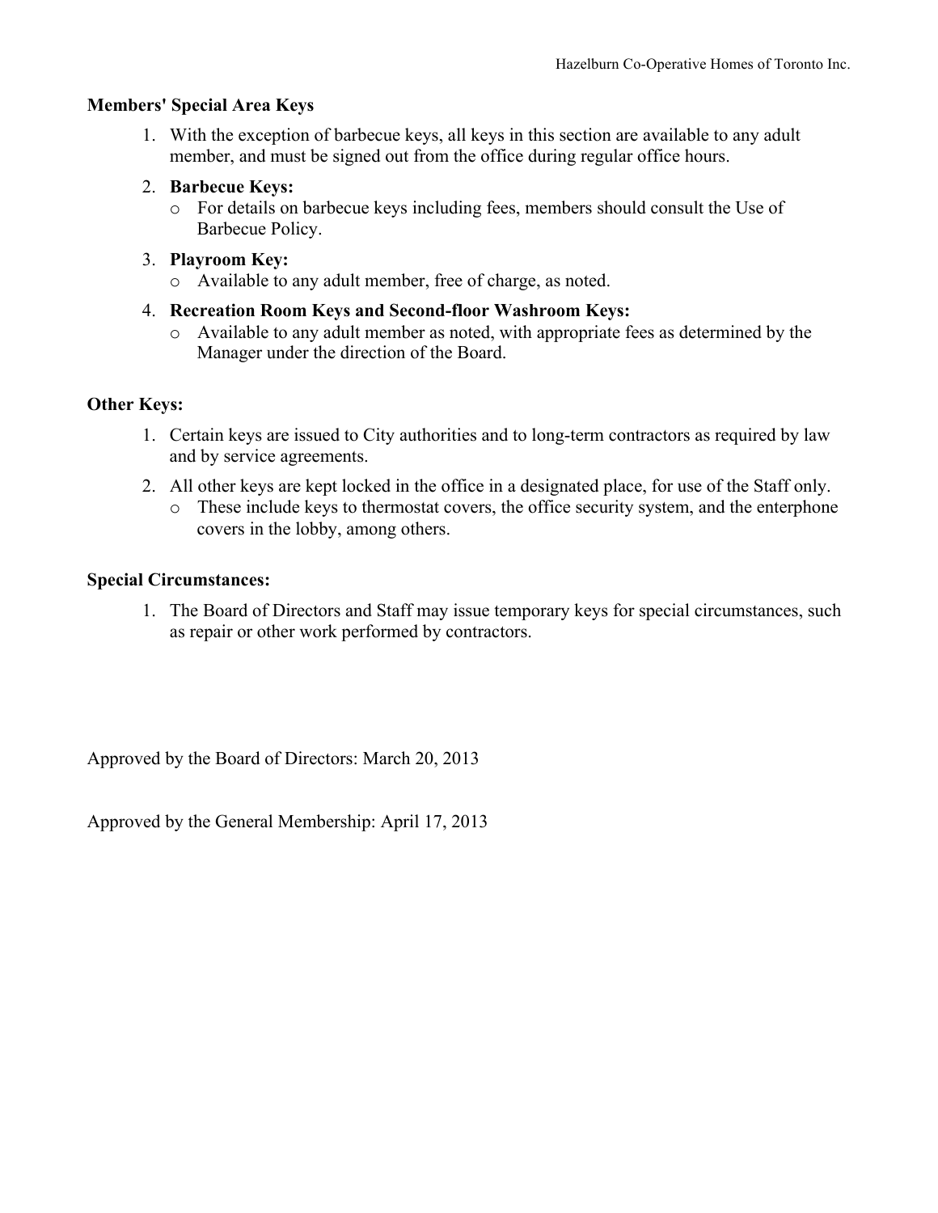**Members' Special Area Keys**

1. With the exception of barbecue keys, all keys in this section are available to any adult member, and must be signed out from the office during regular office hours.
2. **Barbecue Keys:**
   - For details on barbecue keys including fees, members should consult the Use of Barbecue Policy.
3. **Playroom Key:**
   - Available to any adult member, free of charge, as noted.
4. **Recreation Room Keys and Second-floor Washroom Keys:**
   - Available to any adult member as noted, with appropriate fees as determined by the Manager under the direction of the Board.

**Other Keys:**

1. Certain keys are issued to City authorities and to long-term contractors as required by law and by service agreements.
2. All other keys are kept locked in the office in a designated place, for use of the Staff only.
   - These include keys to thermostat covers, the office security system, and the enterphone covers in the lobby, among others.

**Special Circumstances:**

1. The Board of Directors and Staff may issue temporary keys for special circumstances, such as repair or other work performed by contractors.

Approved by the Board of Directors: March 20, 2013

Approved by the General Membership: April 17, 2013